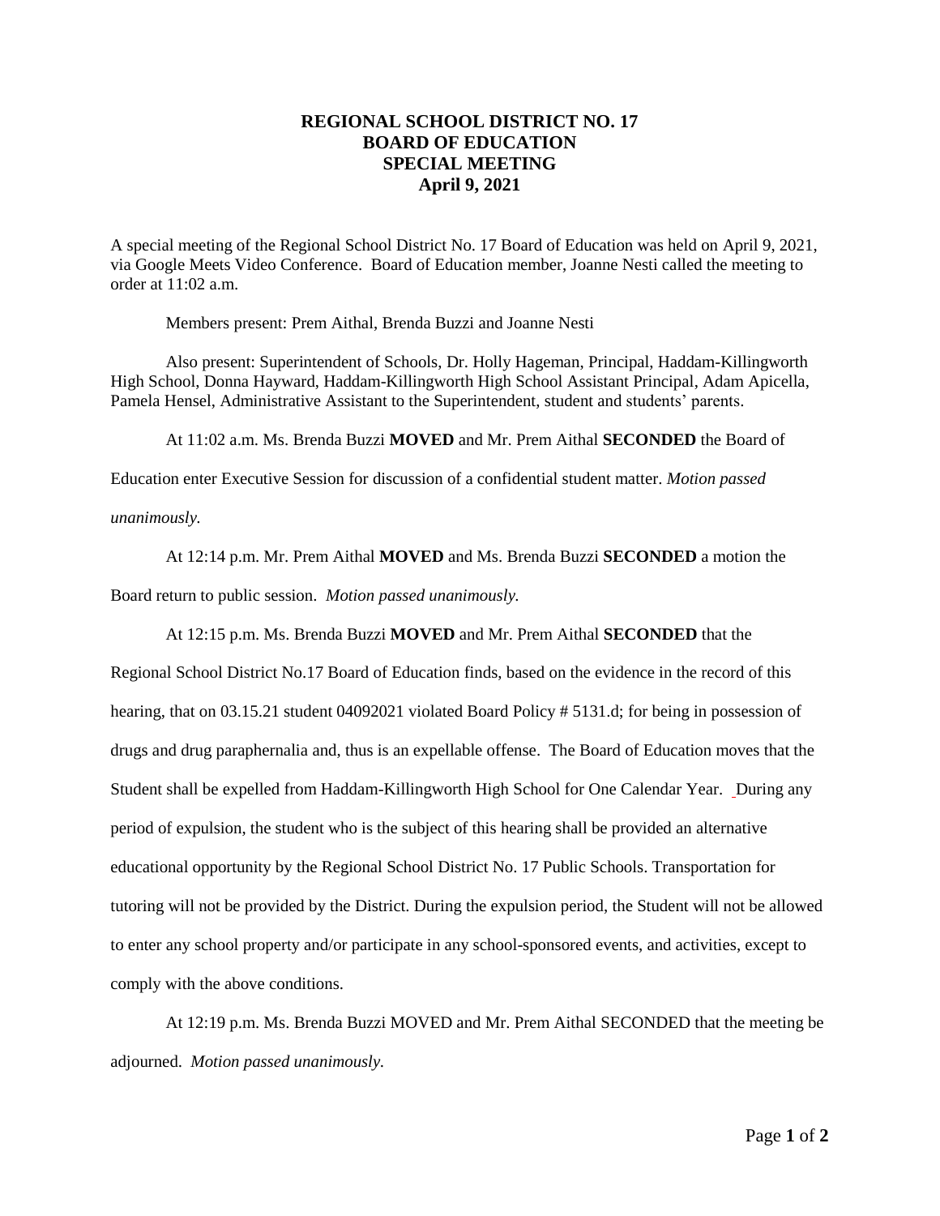# REGIONAL SCHOOL DISTRICT NO. 17
# BOARD OF EDUCATION
# SPECIAL MEETING
# April 9, 2021

A special meeting of the Regional School District No. 17 Board of Education was held on April 9, 2021, via Google Meets Video Conference. Board of Education member, Joanne Nesti called the meeting to order at 11:02 a.m.

Members present: Prem Aithal, Brenda Buzzi and Joanne Nesti

Also present: Superintendent of Schools, Dr. Holly Hageman, Principal, Haddam-Killingworth High School, Donna Hayward, Haddam-Killingworth High School Assistant Principal, Adam Apicella, Pamela Hensel, Administrative Assistant to the Superintendent, student and students' parents.

At 11:02 a.m. Ms. Brenda Buzzi **MOVED** and Mr. Prem Aithal **SECONDED** the Board of Education enter Executive Session for discussion of a confidential student matter. *Motion passed unanimously.*

At 12:14 p.m. Mr. Prem Aithal **MOVED** and Ms. Brenda Buzzi **SECONDED** a motion the Board return to public session. *Motion passed unanimously.*

At 12:15 p.m. Ms. Brenda Buzzi **MOVED** and Mr. Prem Aithal **SECONDED** that the Regional School District No.17 Board of Education finds, based on the evidence in the record of this hearing, that on 03.15.21 student 04092021 violated Board Policy # 5131.d; for being in possession of drugs and drug paraphernalia and, thus is an expellable offense. The Board of Education moves that the Student shall be expelled from Haddam-Killingworth High School for One Calendar Year. During any period of expulsion, the student who is the subject of this hearing shall be provided an alternative educational opportunity by the Regional School District No. 17 Public Schools. Transportation for tutoring will not be provided by the District. During the expulsion period, the Student will not be allowed to enter any school property and/or participate in any school-sponsored events, and activities, except to comply with the above conditions.

At 12:19 p.m. Ms. Brenda Buzzi MOVED and Mr. Prem Aithal SECONDED that the meeting be adjourned. *Motion passed unanimously.*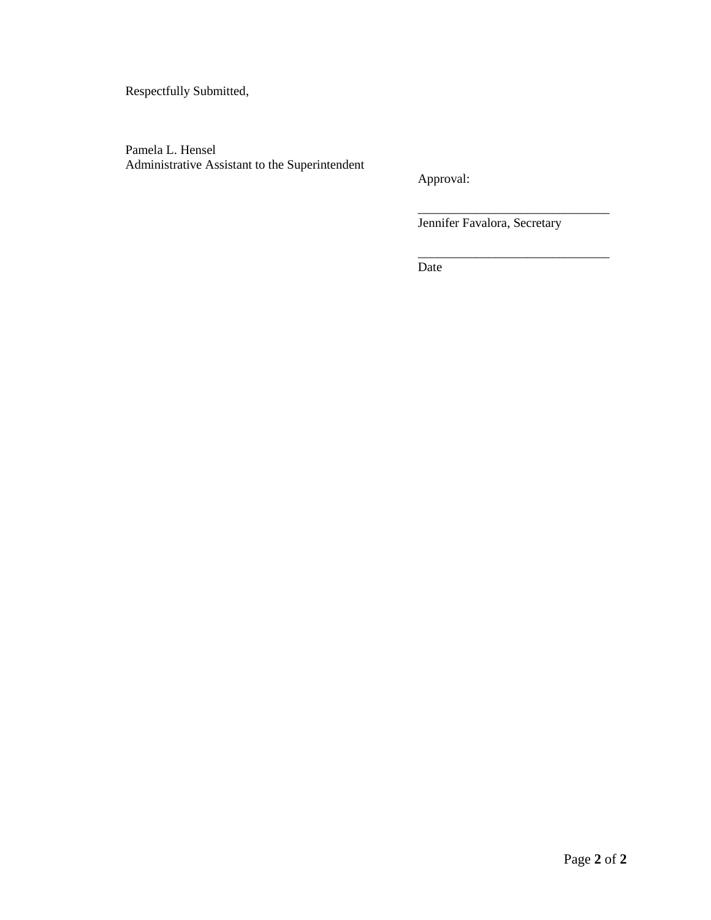Respectfully Submitted,

Pamela L. Hensel
Administrative Assistant to the Superintendent

Approval:

______________________________
Jennifer Favalora, Secretary

______________________________
Date